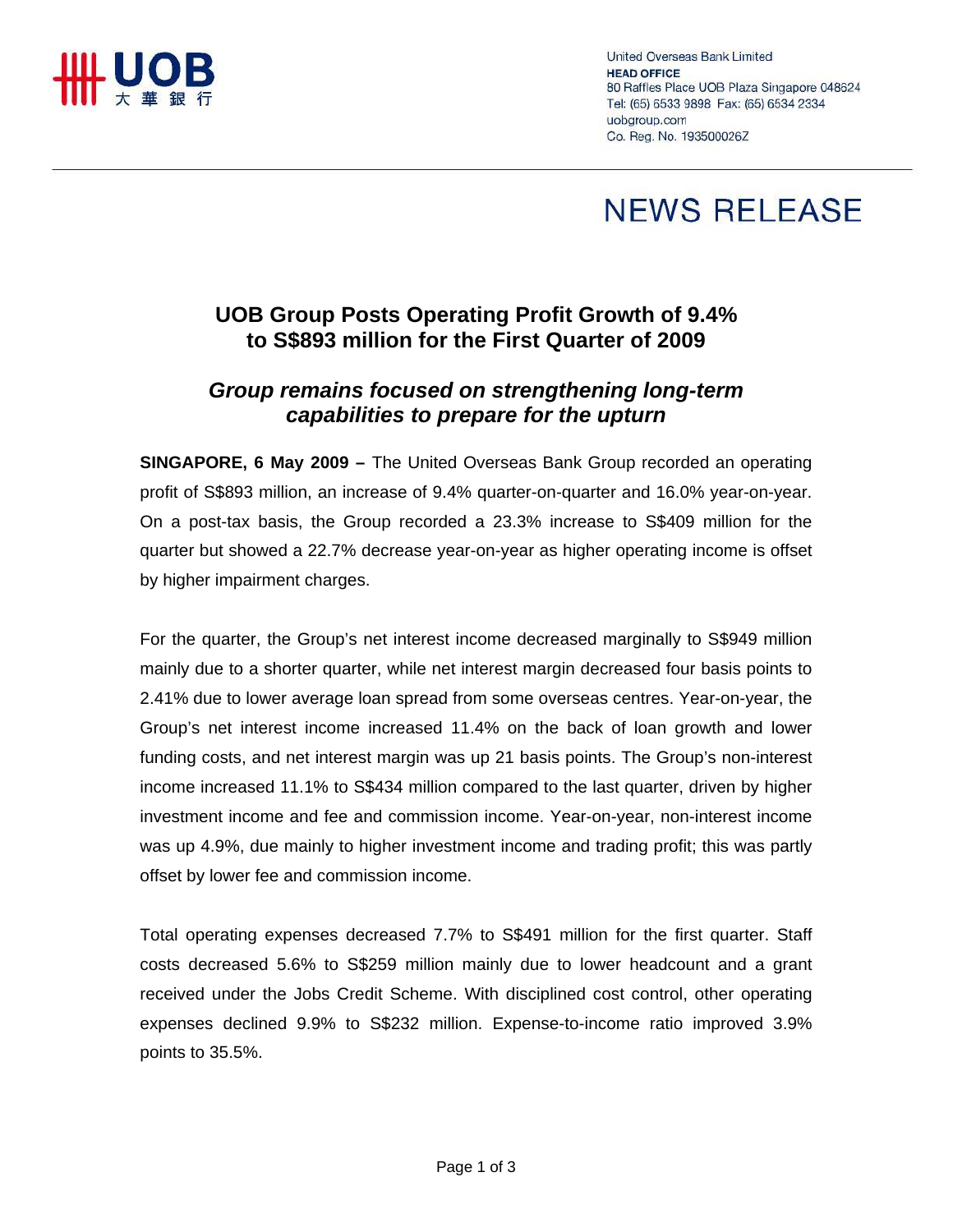United Overseas Bank Limited
**HEAD OFFICE**
80 Raffles Place UOB Plaza Singapore 048624
Tel: (65) 6533 9898 Fax: (65) 6534 2334
uobgroup.com
Co. Reg. No. 193500026Z

# NEWS RELEASE

## UOB Group Posts Operating Profit Growth of 9.4% to S$893 million for the First Quarter of 2009

### *Group remains focused on strengthening long-term capabilities to prepare for the upturn*

**SINGAPORE, 6 May 2009 –** The United Overseas Bank Group recorded an operating profit of S$893 million, an increase of 9.4% quarter-on-quarter and 16.0% year-on-year. On a post-tax basis, the Group recorded a 23.3% increase to S$409 million for the quarter but showed a 22.7% decrease year-on-year as higher operating income is offset by higher impairment charges.

For the quarter, the Group's net interest income decreased marginally to S$949 million mainly due to a shorter quarter, while net interest margin decreased four basis points to 2.41% due to lower average loan spread from some overseas centres. Year-on-year, the Group's net interest income increased 11.4% on the back of loan growth and lower funding costs, and net interest margin was up 21 basis points. The Group's non-interest income increased 11.1% to S$434 million compared to the last quarter, driven by higher investment income and fee and commission income. Year-on-year, non-interest income was up 4.9%, due mainly to higher investment income and trading profit; this was partly offset by lower fee and commission income.

Total operating expenses decreased 7.7% to S$491 million for the first quarter. Staff costs decreased 5.6% to S$259 million mainly due to lower headcount and a grant received under the Jobs Credit Scheme. With disciplined cost control, other operating expenses declined 9.9% to S$232 million. Expense-to-income ratio improved 3.9% points to 35.5%.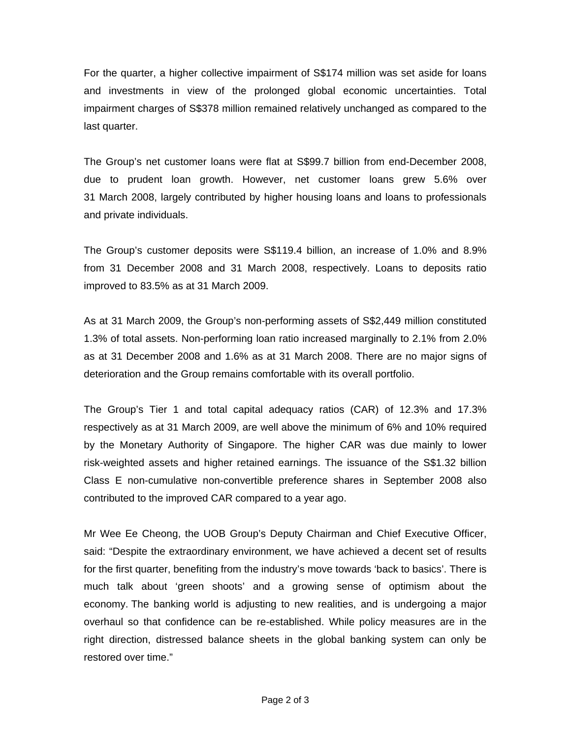For the quarter, a higher collective impairment of S$174 million was set aside for loans and investments in view of the prolonged global economic uncertainties. Total impairment charges of S$378 million remained relatively unchanged as compared to the last quarter.

The Group's net customer loans were flat at S$99.7 billion from end-December 2008, due to prudent loan growth. However, net customer loans grew 5.6% over 31 March 2008, largely contributed by higher housing loans and loans to professionals and private individuals.

The Group's customer deposits were S$119.4 billion, an increase of 1.0% and 8.9% from 31 December 2008 and 31 March 2008, respectively. Loans to deposits ratio improved to 83.5% as at 31 March 2009.

As at 31 March 2009, the Group's non-performing assets of S$2,449 million constituted 1.3% of total assets. Non-performing loan ratio increased marginally to 2.1% from 2.0% as at 31 December 2008 and 1.6% as at 31 March 2008. There are no major signs of deterioration and the Group remains comfortable with its overall portfolio.

The Group's Tier 1 and total capital adequacy ratios (CAR) of 12.3% and 17.3% respectively as at 31 March 2009, are well above the minimum of 6% and 10% required by the Monetary Authority of Singapore. The higher CAR was due mainly to lower risk-weighted assets and higher retained earnings. The issuance of the S$1.32 billion Class E non-cumulative non-convertible preference shares in September 2008 also contributed to the improved CAR compared to a year ago.

Mr Wee Ee Cheong, the UOB Group's Deputy Chairman and Chief Executive Officer, said: "Despite the extraordinary environment, we have achieved a decent set of results for the first quarter, benefiting from the industry's move towards 'back to basics'. There is much talk about 'green shoots' and a growing sense of optimism about the economy. The banking world is adjusting to new realities, and is undergoing a major overhaul so that confidence can be re-established. While policy measures are in the right direction, distressed balance sheets in the global banking system can only be restored over time."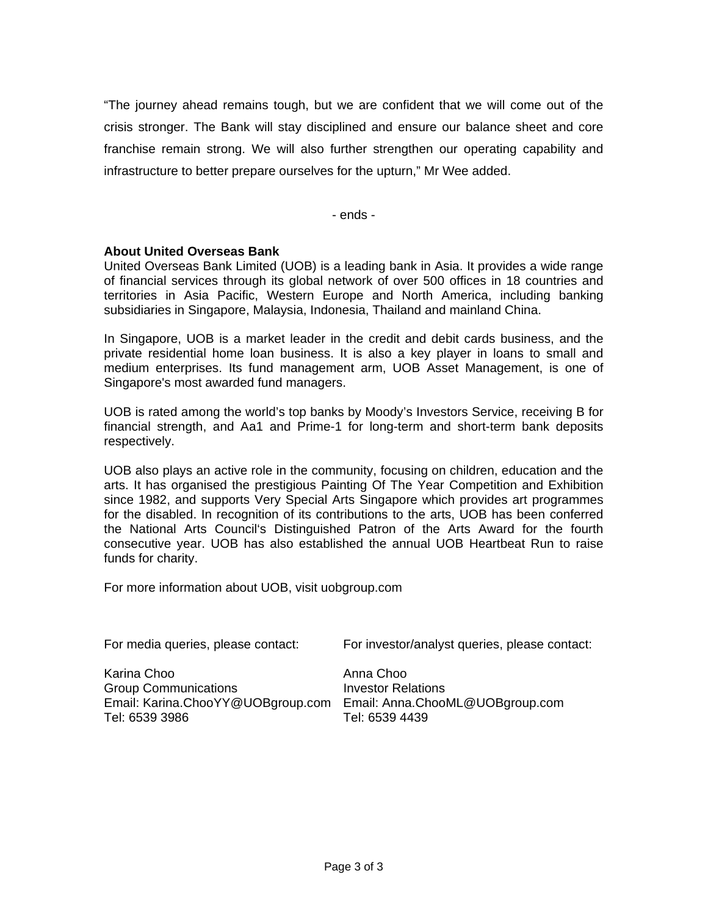"The journey ahead remains tough, but we are confident that we will come out of the crisis stronger. The Bank will stay disciplined and ensure our balance sheet and core franchise remain strong. We will also further strengthen our operating capability and infrastructure to better prepare ourselves for the upturn," Mr Wee added.

- ends -

**About United Overseas Bank**

United Overseas Bank Limited (UOB) is a leading bank in Asia. It provides a wide range of financial services through its global network of over 500 offices in 18 countries and territories in Asia Pacific, Western Europe and North America, including banking subsidiaries in Singapore, Malaysia, Indonesia, Thailand and mainland China.

In Singapore, UOB is a market leader in the credit and debit cards business, and the private residential home loan business. It is also a key player in loans to small and medium enterprises. Its fund management arm, UOB Asset Management, is one of Singapore's most awarded fund managers.

UOB is rated among the world's top banks by Moody's Investors Service, receiving B for financial strength, and Aa1 and Prime-1 for long-term and short-term bank deposits respectively.

UOB also plays an active role in the community, focusing on children, education and the arts. It has organised the prestigious Painting Of The Year Competition and Exhibition since 1982, and supports Very Special Arts Singapore which provides art programmes for the disabled. In recognition of its contributions to the arts, UOB has been conferred the National Arts Council's Distinguished Patron of the Arts Award for the fourth consecutive year. UOB has also established the annual UOB Heartbeat Run to raise funds for charity.

For more information about UOB, visit uobgroup.com

For media queries, please contact:

Karina Choo
Group Communications
Email: Karina.ChooYY@UOBgroup.com
Tel: 6539 3986

For investor/analyst queries, please contact:

Anna Choo
Investor Relations
Email: Anna.ChooML@UOBgroup.com
Tel: 6539 4439